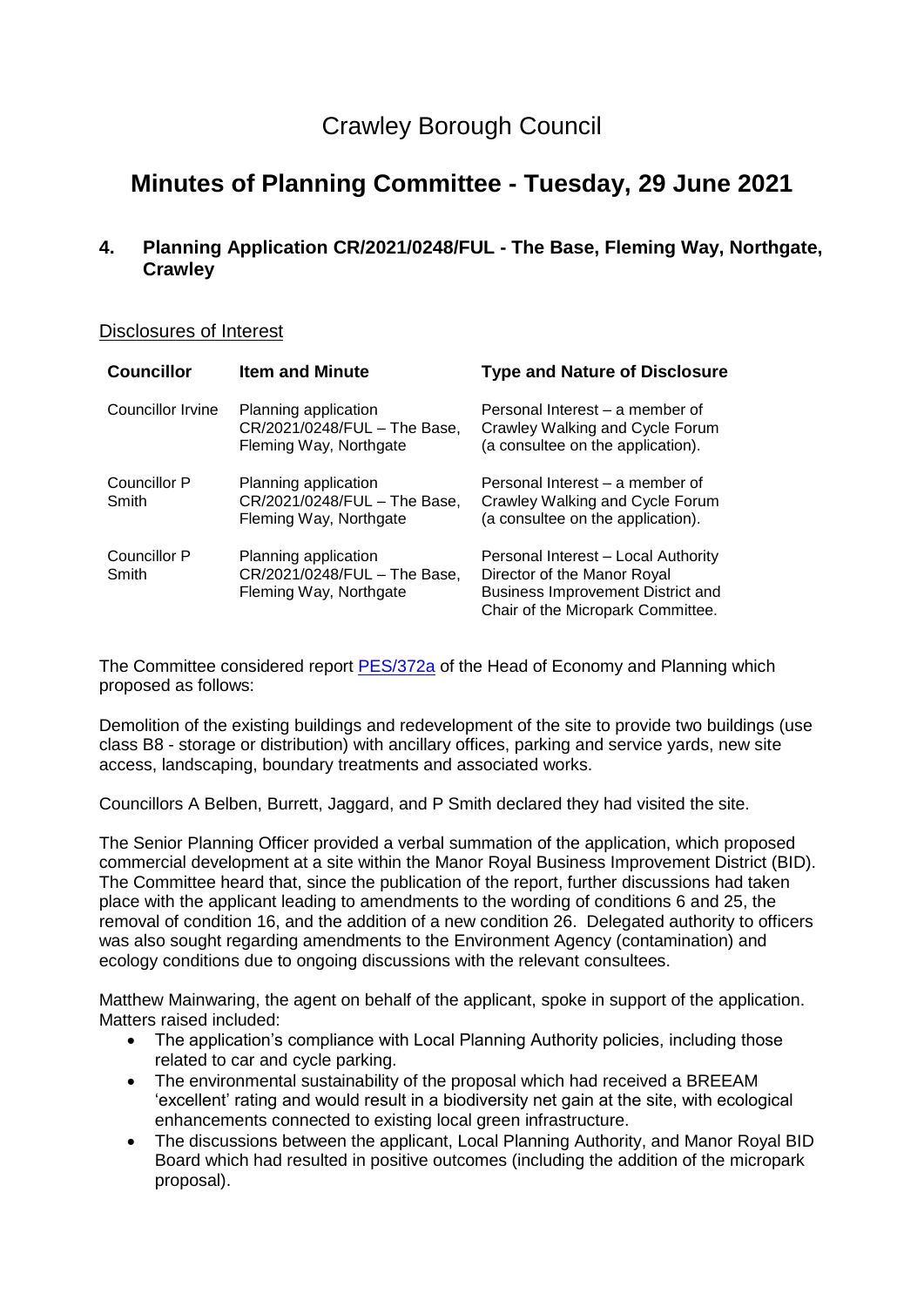# Crawley Borough Council

## Minutes of Planning Committee - Tuesday, 29 June 2021

### 4. Planning Application CR/2021/0248/FUL - The Base, Fleming Way, Northgate, Crawley

Disclosures of Interest

| Councillor | Item and Minute | Type and Nature of Disclosure |
|---|---|---|
| Councillor Irvine | Planning application CR/2021/0248/FUL – The Base, Fleming Way, Northgate | Personal Interest – a member of Crawley Walking and Cycle Forum (a consultee on the application). |
| Councillor P Smith | Planning application CR/2021/0248/FUL – The Base, Fleming Way, Northgate | Personal Interest – a member of Crawley Walking and Cycle Forum (a consultee on the application). |
| Councillor P Smith | Planning application CR/2021/0248/FUL – The Base, Fleming Way, Northgate | Personal Interest – Local Authority Director of the Manor Royal Business Improvement District and Chair of the Micropark Committee. |

The Committee considered report PES/372a of the Head of Economy and Planning which proposed as follows:

Demolition of the existing buildings and redevelopment of the site to provide two buildings (use class B8 - storage or distribution) with ancillary offices, parking and service yards, new site access, landscaping, boundary treatments and associated works.

Councillors A Belben, Burrett, Jaggard, and P Smith declared they had visited the site.

The Senior Planning Officer provided a verbal summation of the application, which proposed commercial development at a site within the Manor Royal Business Improvement District (BID). The Committee heard that, since the publication of the report, further discussions had taken place with the applicant leading to amendments to the wording of conditions 6 and 25, the removal of condition 16, and the addition of a new condition 26. Delegated authority to officers was also sought regarding amendments to the Environment Agency (contamination) and ecology conditions due to ongoing discussions with the relevant consultees.

Matthew Mainwaring, the agent on behalf of the applicant, spoke in support of the application. Matters raised included:

- The application's compliance with Local Planning Authority policies, including those related to car and cycle parking.
- The environmental sustainability of the proposal which had received a BREEAM 'excellent' rating and would result in a biodiversity net gain at the site, with ecological enhancements connected to existing local green infrastructure.
- The discussions between the applicant, Local Planning Authority, and Manor Royal BID Board which had resulted in positive outcomes (including the addition of the micropark proposal).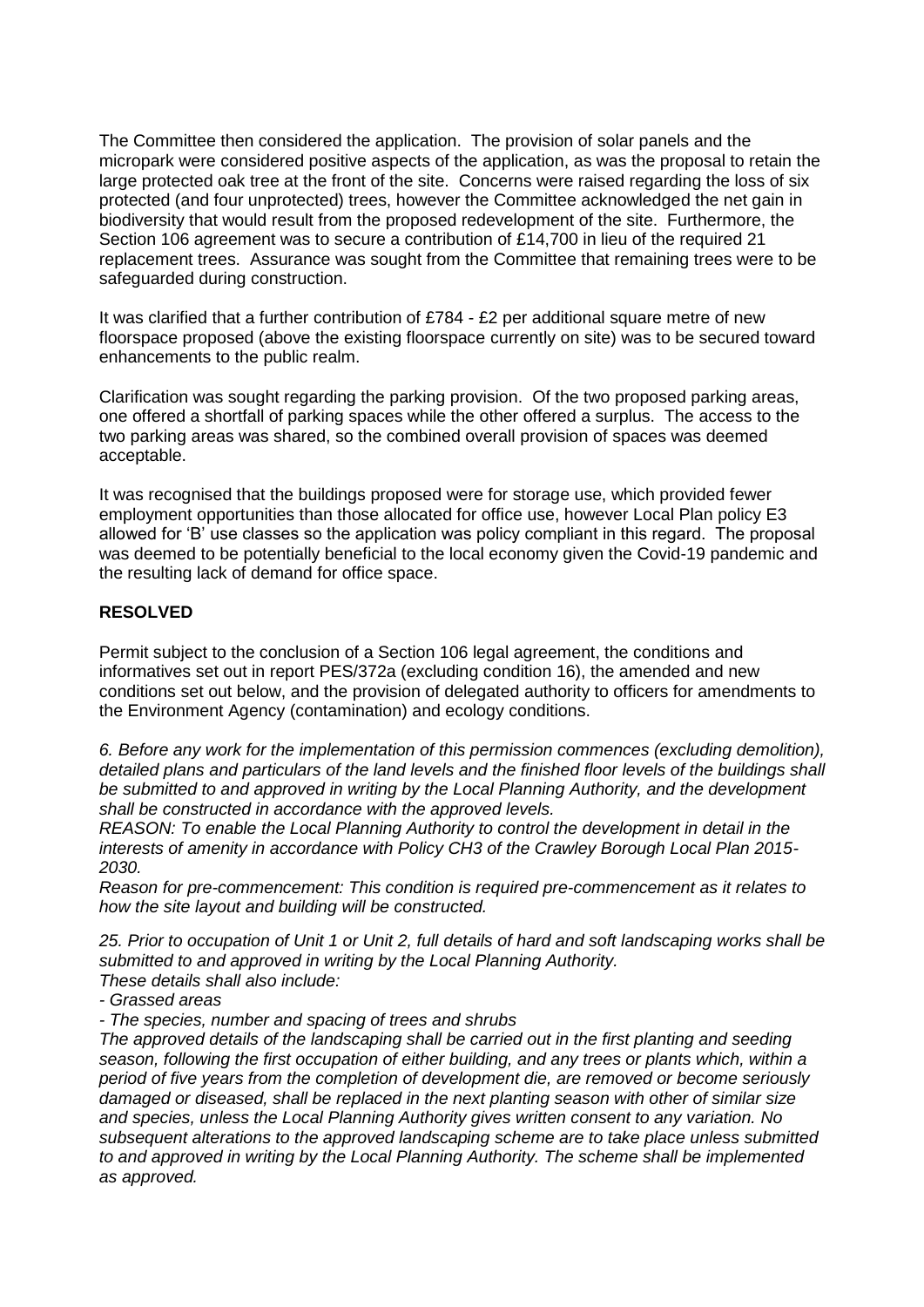The Committee then considered the application. The provision of solar panels and the micropark were considered positive aspects of the application, as was the proposal to retain the large protected oak tree at the front of the site. Concerns were raised regarding the loss of six protected (and four unprotected) trees, however the Committee acknowledged the net gain in biodiversity that would result from the proposed redevelopment of the site. Furthermore, the Section 106 agreement was to secure a contribution of £14,700 in lieu of the required 21 replacement trees. Assurance was sought from the Committee that remaining trees were to be safeguarded during construction.

It was clarified that a further contribution of £784 - £2 per additional square metre of new floorspace proposed (above the existing floorspace currently on site) was to be secured toward enhancements to the public realm.

Clarification was sought regarding the parking provision. Of the two proposed parking areas, one offered a shortfall of parking spaces while the other offered a surplus. The access to the two parking areas was shared, so the combined overall provision of spaces was deemed acceptable.

It was recognised that the buildings proposed were for storage use, which provided fewer employment opportunities than those allocated for office use, however Local Plan policy E3 allowed for 'B' use classes so the application was policy compliant in this regard. The proposal was deemed to be potentially beneficial to the local economy given the Covid-19 pandemic and the resulting lack of demand for office space.

**RESOLVED**

Permit subject to the conclusion of a Section 106 legal agreement, the conditions and informatives set out in report PES/372a (excluding condition 16), the amended and new conditions set out below, and the provision of delegated authority to officers for amendments to the Environment Agency (contamination) and ecology conditions.

*6. Before any work for the implementation of this permission commences (excluding demolition), detailed plans and particulars of the land levels and the finished floor levels of the buildings shall be submitted to and approved in writing by the Local Planning Authority, and the development shall be constructed in accordance with the approved levels.*
*REASON: To enable the Local Planning Authority to control the development in detail in the interests of amenity in accordance with Policy CH3 of the Crawley Borough Local Plan 2015-2030.*
*Reason for pre-commencement: This condition is required pre-commencement as it relates to how the site layout and building will be constructed.*

*25. Prior to occupation of Unit 1 or Unit 2, full details of hard and soft landscaping works shall be submitted to and approved in writing by the Local Planning Authority.*
*These details shall also include:*
*- Grassed areas*
*- The species, number and spacing of trees and shrubs*
*The approved details of the landscaping shall be carried out in the first planting and seeding season, following the first occupation of either building, and any trees or plants which, within a period of five years from the completion of development die, are removed or become seriously damaged or diseased, shall be replaced in the next planting season with other of similar size and species, unless the Local Planning Authority gives written consent to any variation. No subsequent alterations to the approved landscaping scheme are to take place unless submitted to and approved in writing by the Local Planning Authority. The scheme shall be implemented as approved.*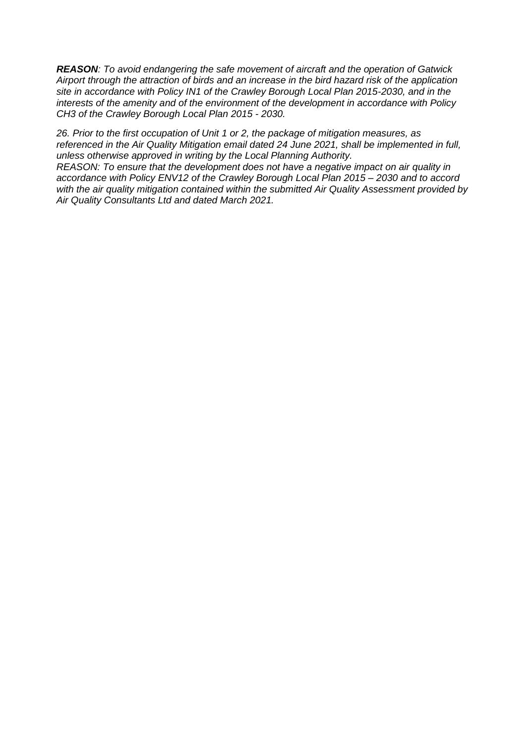***REASON****: To avoid endangering the safe movement of aircraft and the operation of Gatwick Airport through the attraction of birds and an increase in the bird hazard risk of the application site in accordance with Policy IN1 of the Crawley Borough Local Plan 2015-2030, and in the interests of the amenity and of the environment of the development in accordance with Policy CH3 of the Crawley Borough Local Plan 2015 - 2030.*

*26. Prior to the first occupation of Unit 1 or 2, the package of mitigation measures, as referenced in the Air Quality Mitigation email dated 24 June 2021, shall be implemented in full, unless otherwise approved in writing by the Local Planning Authority.*
*REASON: To ensure that the development does not have a negative impact on air quality in accordance with Policy ENV12 of the Crawley Borough Local Plan 2015 – 2030 and to accord with the air quality mitigation contained within the submitted Air Quality Assessment provided by Air Quality Consultants Ltd and dated March 2021.*